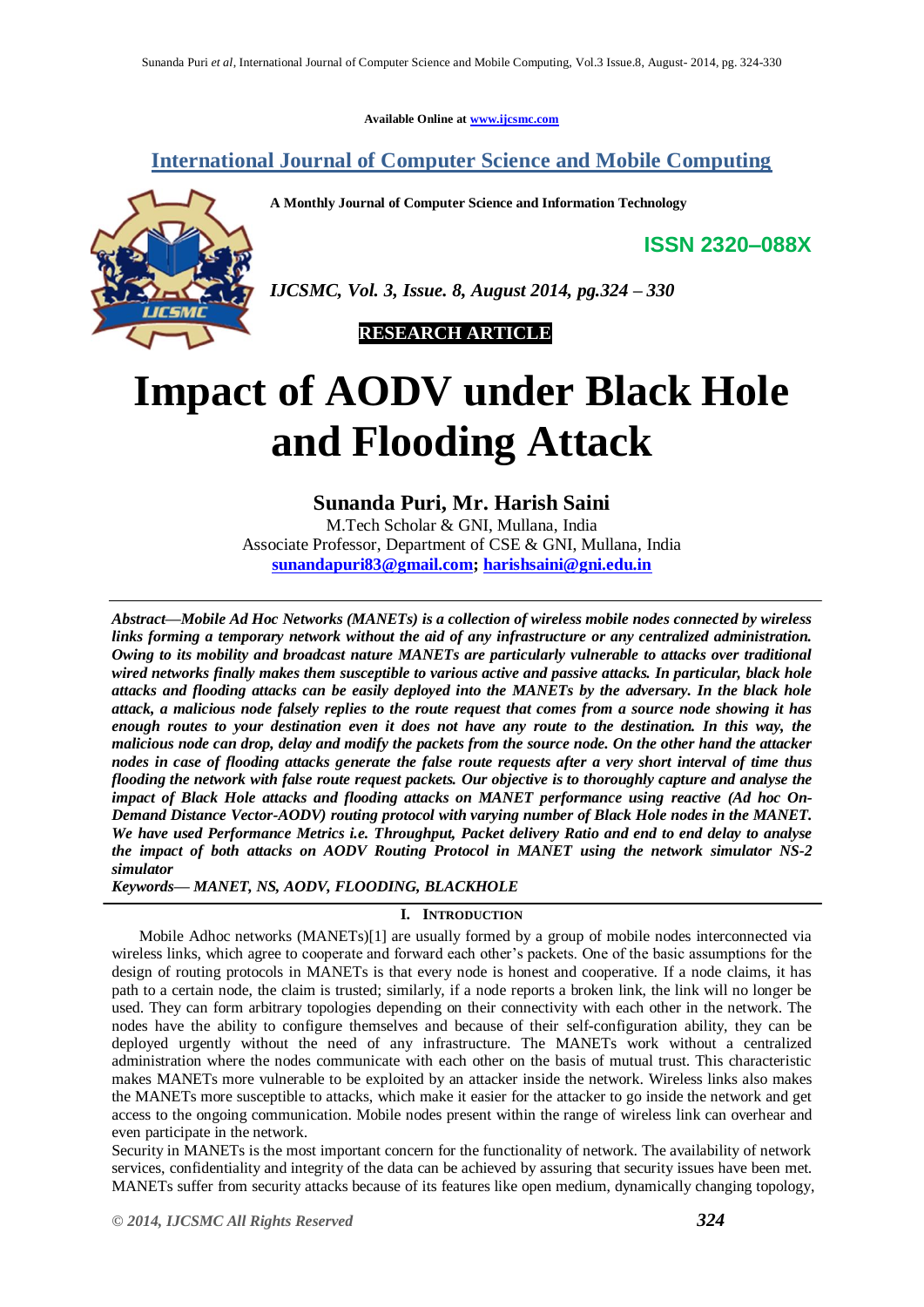Available Online at www.ijcsmc.com

## International Journal of Computer Science and Mobile Computing

**A Monthly Journal of Computer Science and Information Technology**

**ISSN 2320–088X**

*IJCSMC, Vol. 3, Issue. 8, August 2014, pg.324 – 330*

**RESEARCH ARTICLE**

# Impact of AODV under Black Hole and Flooding Attack

**Sunanda Puri, Mr. Harish Saini**

M.Tech Scholar & GNI, Mullana, India
Associate Professor, Department of CSE & GNI, Mullana, India
sunandapuri83@gmail.com; harishsaini@gni.edu.in

***Abstract—Mobile Ad Hoc Networks (MANETs) is a collection of wireless mobile nodes connected by wireless links forming a temporary network without the aid of any infrastructure or any centralized administration. Owing to its mobility and broadcast nature MANETs are particularly vulnerable to attacks over traditional wired networks finally makes them susceptible to various active and passive attacks. In particular, black hole attacks and flooding attacks can be easily deployed into the MANETs by the adversary. In the black hole attack, a malicious node falsely replies to the route request that comes from a source node showing it has enough routes to your destination even it does not have any route to the destination. In this way, the malicious node can drop, delay and modify the packets from the source node. On the other hand the attacker nodes in case of flooding attacks generate the false route requests after a very short interval of time thus flooding the network with false route request packets. Our objective is to thoroughly capture and analyse the impact of Black Hole attacks and flooding attacks on MANET performance using reactive (Ad hoc On-Demand Distance Vector-AODV) routing protocol with varying number of Black Hole nodes in the MANET. We have used Performance Metrics i.e. Throughput, Packet delivery Ratio and end to end delay to analyse the impact of both attacks on AODV Routing Protocol in MANET using the network simulator NS-2 simulator***

***Keywords— MANET, NS, AODV, FLOODING, BLACKHOLE***

## I. Introduction

Mobile Adhoc networks (MANETs)[1] are usually formed by a group of mobile nodes interconnected via wireless links, which agree to cooperate and forward each other's packets. One of the basic assumptions for the design of routing protocols in MANETs is that every node is honest and cooperative. If a node claims, it has path to a certain node, the claim is trusted; similarly, if a node reports a broken link, the link will no longer be used. They can form arbitrary topologies depending on their connectivity with each other in the network. The nodes have the ability to configure themselves and because of their self-configuration ability, they can be deployed urgently without the need of any infrastructure. The MANETs work without a centralized administration where the nodes communicate with each other on the basis of mutual trust. This characteristic makes MANETs more vulnerable to be exploited by an attacker inside the network. Wireless links also makes the MANETs more susceptible to attacks, which make it easier for the attacker to go inside the network and get access to the ongoing communication. Mobile nodes present within the range of wireless link can overhear and even participate in the network.

Security in MANETs is the most important concern for the functionality of network. The availability of network services, confidentiality and integrity of the data can be achieved by assuring that security issues have been met. MANETs suffer from security attacks because of its features like open medium, dynamically changing topology,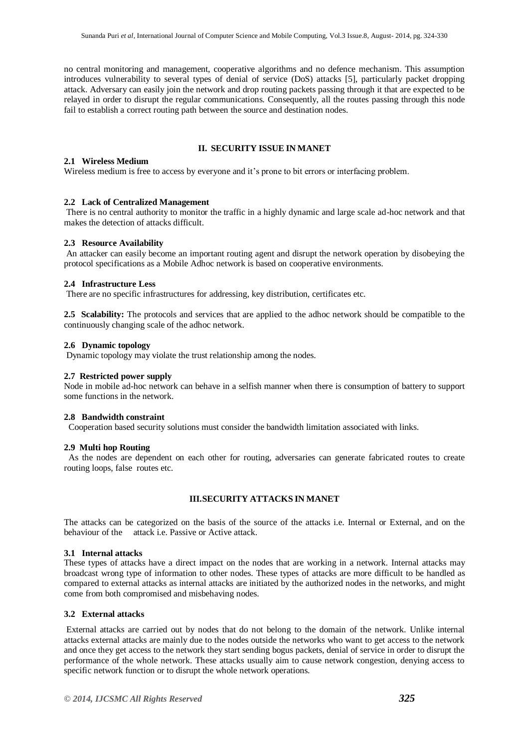no central monitoring and management, cooperative algorithms and no defence mechanism. This assumption introduces vulnerability to several types of denial of service (DoS) attacks [5], particularly packet dropping attack. Adversary can easily join the network and drop routing packets passing through it that are expected to be relayed in order to disrupt the regular communications. Consequently, all the routes passing through this node fail to establish a correct routing path between the source and destination nodes.

## II. SECURITY ISSUE IN MANET

### 2.1 Wireless Medium

Wireless medium is free to access by everyone and it's prone to bit errors or interfacing problem.

### 2.2 Lack of Centralized Management

There is no central authority to monitor the traffic in a highly dynamic and large scale ad-hoc network and that makes the detection of attacks difficult.

### 2.3 Resource Availability

An attacker can easily become an important routing agent and disrupt the network operation by disobeying the protocol specifications as a Mobile Adhoc network is based on cooperative environments.

### 2.4 Infrastructure Less

There are no specific infrastructures for addressing, key distribution, certificates etc.

**2.5 Scalability:** The protocols and services that are applied to the adhoc network should be compatible to the continuously changing scale of the adhoc network.

### 2.6 Dynamic topology

Dynamic topology may violate the trust relationship among the nodes.

### 2.7 Restricted power supply

Node in mobile ad-hoc network can behave in a selfish manner when there is consumption of battery to support some functions in the network.

### 2.8 Bandwidth constraint

Cooperation based security solutions must consider the bandwidth limitation associated with links.

### 2.9 Multi hop Routing

As the nodes are dependent on each other for routing, adversaries can generate fabricated routes to create routing loops, false routes etc.

## III. SECURITY ATTACKS IN MANET

The attacks can be categorized on the basis of the source of the attacks i.e. Internal or External, and on the behaviour of the attack i.e. Passive or Active attack.

### 3.1 Internal attacks

These types of attacks have a direct impact on the nodes that are working in a network. Internal attacks may broadcast wrong type of information to other nodes. These types of attacks are more difficult to be handled as compared to external attacks as internal attacks are initiated by the authorized nodes in the networks, and might come from both compromised and misbehaving nodes.

### 3.2 External attacks

External attacks are carried out by nodes that do not belong to the domain of the network. Unlike internal attacks external attacks are mainly due to the nodes outside the networks who want to get access to the network and once they get access to the network they start sending bogus packets, denial of service in order to disrupt the performance of the whole network. These attacks usually aim to cause network congestion, denying access to specific network function or to disrupt the whole network operations.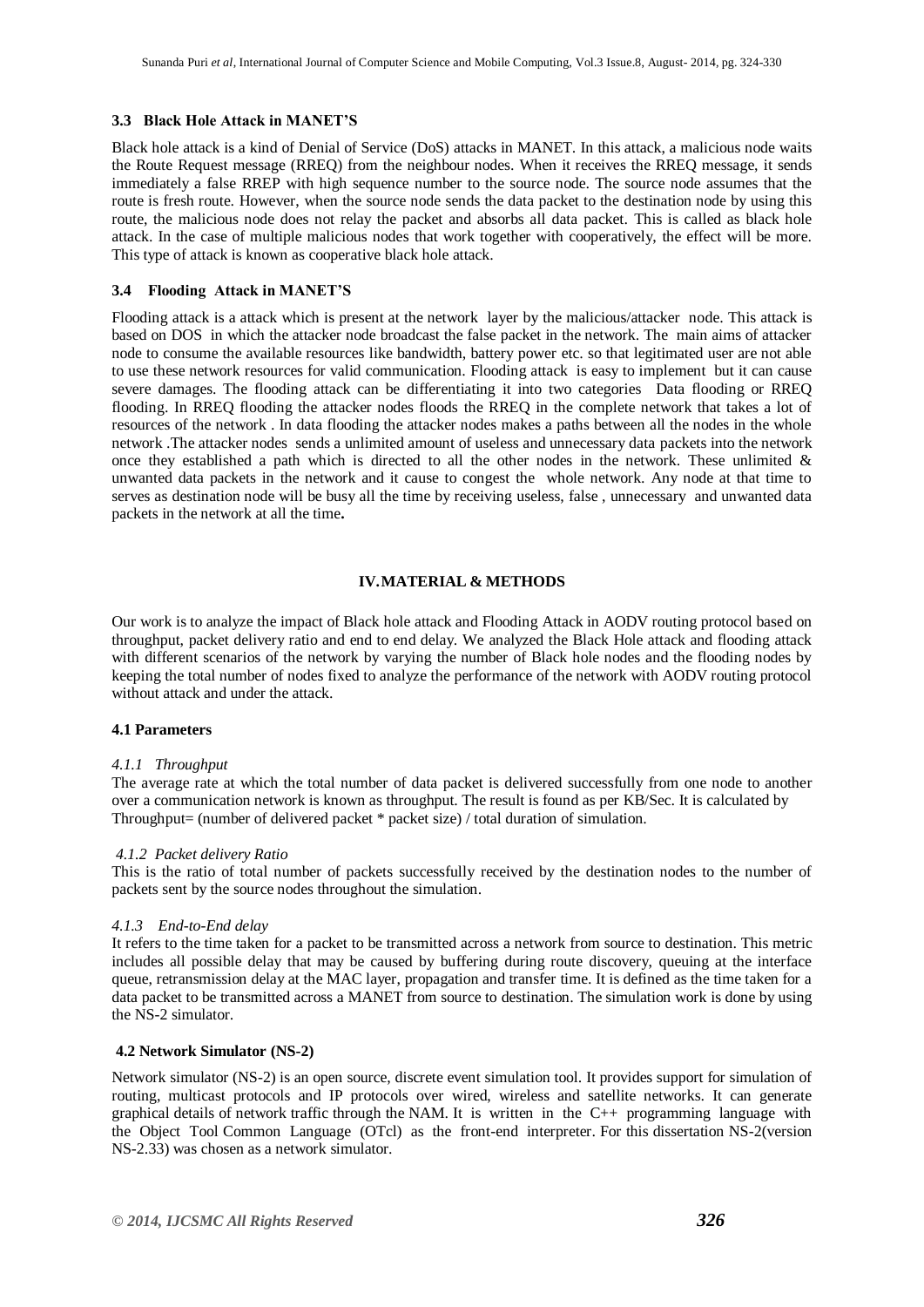### 3.3 Black Hole Attack in MANET'S

Black hole attack is a kind of Denial of Service (DoS) attacks in MANET. In this attack, a malicious node waits the Route Request message (RREQ) from the neighbour nodes. When it receives the RREQ message, it sends immediately a false RREP with high sequence number to the source node. The source node assumes that the route is fresh route. However, when the source node sends the data packet to the destination node by using this route, the malicious node does not relay the packet and absorbs all data packet. This is called as black hole attack. In the case of multiple malicious nodes that work together with cooperatively, the effect will be more. This type of attack is known as cooperative black hole attack.

### 3.4 Flooding Attack in MANET'S

Flooding attack is a attack which is present at the network layer by the malicious/attacker node. This attack is based on DOS in which the attacker node broadcast the false packet in the network. The main aims of attacker node to consume the available resources like bandwidth, battery power etc. so that legitimated user are not able to use these network resources for valid communication. Flooding attack is easy to implement but it can cause severe damages. The flooding attack can be differentiating it into two categories Data flooding or RREQ flooding. In RREQ flooding the attacker nodes floods the RREQ in the complete network that takes a lot of resources of the network . In data flooding the attacker nodes makes a paths between all the nodes in the whole network .The attacker nodes sends a unlimited amount of useless and unnecessary data packets into the network once they established a path which is directed to all the other nodes in the network. These unlimited & unwanted data packets in the network and it cause to congest the whole network. Any node at that time to serves as destination node will be busy all the time by receiving useless, false , unnecessary and unwanted data packets in the network at all the time**.**

## IV. MATERIAL & METHODS

Our work is to analyze the impact of Black hole attack and Flooding Attack in AODV routing protocol based on throughput, packet delivery ratio and end to end delay. We analyzed the Black Hole attack and flooding attack with different scenarios of the network by varying the number of Black hole nodes and the flooding nodes by keeping the total number of nodes fixed to analyze the performance of the network with AODV routing protocol without attack and under the attack.

### 4.1 Parameters

*4.1.1 Throughput*

The average rate at which the total number of data packet is delivered successfully from one node to another over a communication network is known as throughput. The result is found as per KB/Sec. It is calculated by Throughput= (number of delivered packet * packet size) / total duration of simulation.

*4.1.2 Packet delivery Ratio*

This is the ratio of total number of packets successfully received by the destination nodes to the number of packets sent by the source nodes throughout the simulation.

*4.1.3 End-to-End delay*

It refers to the time taken for a packet to be transmitted across a network from source to destination. This metric includes all possible delay that may be caused by buffering during route discovery, queuing at the interface queue, retransmission delay at the MAC layer, propagation and transfer time. It is defined as the time taken for a data packet to be transmitted across a MANET from source to destination. The simulation work is done by using the NS-2 simulator.

### 4.2 Network Simulator (NS-2)

Network simulator (NS-2) is an open source, discrete event simulation tool. It provides support for simulation of routing, multicast protocols and IP protocols over wired, wireless and satellite networks. It can generate graphical details of network traffic through the NAM. It is written in the C++ programming language with the Object Tool Common Language (OTcl) as the front-end interpreter. For this dissertation NS-2(version NS-2.33) was chosen as a network simulator.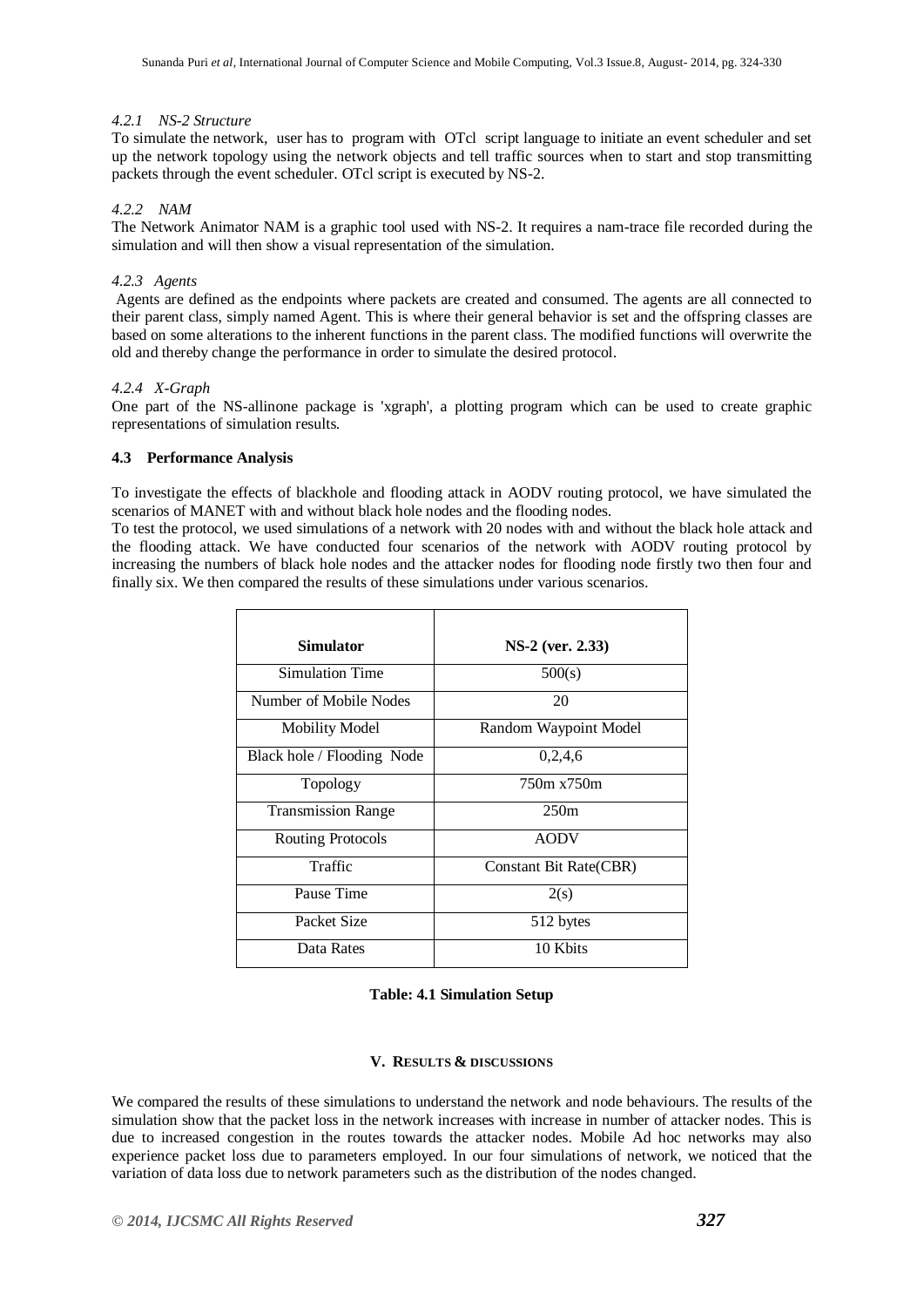#### *4.2.1 NS-2 Structure*

To simulate the network, user has to program with OTcl script language to initiate an event scheduler and set up the network topology using the network objects and tell traffic sources when to start and stop transmitting packets through the event scheduler. OTcl script is executed by NS-2.

#### *4.2.2 NAM*

The Network Animator NAM is a graphic tool used with NS-2. It requires a nam-trace file recorded during the simulation and will then show a visual representation of the simulation.

#### *4.2.3 Agents*

Agents are defined as the endpoints where packets are created and consumed. The agents are all connected to their parent class, simply named Agent. This is where their general behavior is set and the offspring classes are based on some alterations to the inherent functions in the parent class. The modified functions will overwrite the old and thereby change the performance in order to simulate the desired protocol.

#### *4.2.4 X-Graph*

One part of the NS-allinone package is 'xgraph', a plotting program which can be used to create graphic representations of simulation results.

### 4.3 Performance Analysis

To investigate the effects of blackhole and flooding attack in AODV routing protocol, we have simulated the scenarios of MANET with and without black hole nodes and the flooding nodes.

To test the protocol, we used simulations of a network with 20 nodes with and without the black hole attack and the flooding attack. We have conducted four scenarios of the network with AODV routing protocol by increasing the numbers of black hole nodes and the attacker nodes for flooding node firstly two then four and finally six. We then compared the results of these simulations under various scenarios.

| **Simulator** | **NS-2 (ver. 2.33)** |
|---|---|
| Simulation Time | 500(s) |
| Number of Mobile Nodes | 20 |
| Mobility Model | Random Waypoint Model |
| Black hole / Flooding Node | 0,2,4,6 |
| Topology | 750m x750m |
| Transmission Range | 250m |
| Routing Protocols | AODV |
| Traffic | Constant Bit Rate(CBR) |
| Pause Time | 2(s) |
| Packet Size | 512 bytes |
| Data Rates | 10 Kbits |

**Table: 4.1 Simulation Setup**

## V. RESULTS & DISCUSSIONS

We compared the results of these simulations to understand the network and node behaviours. The results of the simulation show that the packet loss in the network increases with increase in number of attacker nodes. This is due to increased congestion in the routes towards the attacker nodes. Mobile Ad hoc networks may also experience packet loss due to parameters employed. In our four simulations of network, we noticed that the variation of data loss due to network parameters such as the distribution of the nodes changed.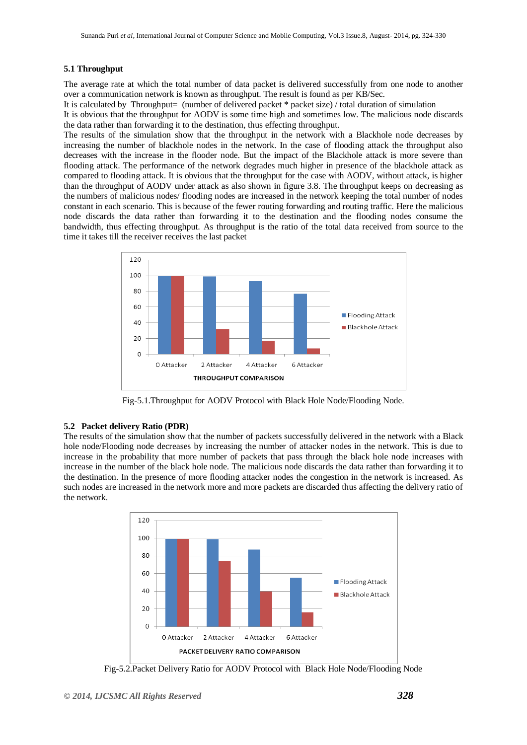### 5.1 Throughput

The average rate at which the total number of data packet is delivered successfully from one node to another over a communication network is known as throughput. The result is found as per KB/Sec.

It is calculated by Throughput= (number of delivered packet * packet size) / total duration of simulation

It is obvious that the throughput for AODV is some time high and sometimes low. The malicious node discards the data rather than forwarding it to the destination, thus effecting throughput.

The results of the simulation show that the throughput in the network with a Blackhole node decreases by increasing the number of blackhole nodes in the network. In the case of flooding attack the throughput also decreases with the increase in the flooder node. But the impact of the Blackhole attack is more severe than flooding attack. The performance of the network degrades much higher in presence of the blackhole attack as compared to flooding attack. It is obvious that the throughput for the case with AODV, without attack, is higher than the throughput of AODV under attack as also shown in figure 3.8. The throughput keeps on decreasing as the numbers of malicious nodes/ flooding nodes are increased in the network keeping the total number of nodes constant in each scenario. This is because of the fewer routing forwarding and routing traffic. Here the malicious node discards the data rather than forwarding it to the destination and the flooding nodes consume the bandwidth, thus effecting throughput. As throughput is the ratio of the total data received from source to the time it takes till the receiver receives the last packet

Fig-5.1.Throughput for AODV Protocol with Black Hole Node/Flooding Node.

### 5.2 Packet delivery Ratio (PDR)

The results of the simulation show that the number of packets successfully delivered in the network with a Black hole node/Flooding node decreases by increasing the number of attacker nodes in the network. This is due to increase in the probability that more number of packets that pass through the black hole node increases with increase in the number of the black hole node. The malicious node discards the data rather than forwarding it to the destination. In the presence of more flooding attacker nodes the congestion in the network is increased. As such nodes are increased in the network more and more packets are discarded thus affecting the delivery ratio of the network.

Fig-5.2.Packet Delivery Ratio for AODV Protocol with Black Hole Node/Flooding Node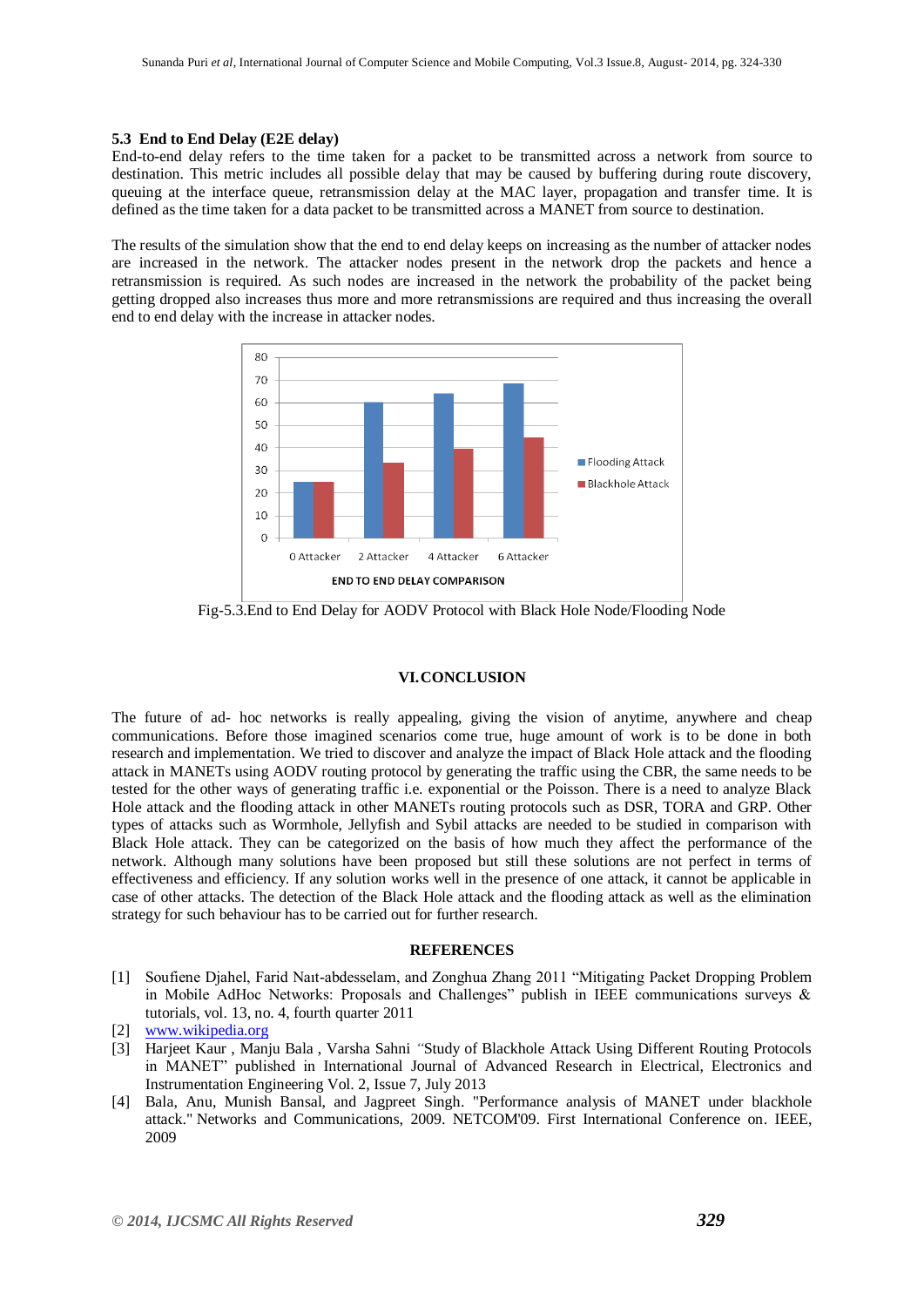### 5.3 End to End Delay (E2E delay)

End-to-end delay refers to the time taken for a packet to be transmitted across a network from source to destination. This metric includes all possible delay that may be caused by buffering during route discovery, queuing at the interface queue, retransmission delay at the MAC layer, propagation and transfer time. It is defined as the time taken for a data packet to be transmitted across a MANET from source to destination.

The results of the simulation show that the end to end delay keeps on increasing as the number of attacker nodes are increased in the network. The attacker nodes present in the network drop the packets and hence a retransmission is required. As such nodes are increased in the network the probability of the packet being getting dropped also increases thus more and more retransmissions are required and thus increasing the overall end to end delay with the increase in attacker nodes.

Fig-5.3.End to End Delay for AODV Protocol with Black Hole Node/Flooding Node

## VI. CONCLUSION

The future of ad- hoc networks is really appealing, giving the vision of anytime, anywhere and cheap communications. Before those imagined scenarios come true, huge amount of work is to be done in both research and implementation. We tried to discover and analyze the impact of Black Hole attack and the flooding attack in MANETs using AODV routing protocol by generating the traffic using the CBR, the same needs to be tested for the other ways of generating traffic i.e. exponential or the Poisson. There is a need to analyze Black Hole attack and the flooding attack in other MANETs routing protocols such as DSR, TORA and GRP. Other types of attacks such as Wormhole, Jellyfish and Sybil attacks are needed to be studied in comparison with Black Hole attack. They can be categorized on the basis of how much they affect the performance of the network. Although many solutions have been proposed but still these solutions are not perfect in terms of effectiveness and efficiency. If any solution works well in the presence of one attack, it cannot be applicable in case of other attacks. The detection of the Black Hole attack and the flooding attack as well as the elimination strategy for such behaviour has to be carried out for further research.

## REFERENCES

[1] Soufiene Djahel, Farid Naıt-abdesselam, and Zonghua Zhang 2011 "Mitigating Packet Dropping Problem in Mobile AdHoc Networks: Proposals and Challenges" publish in IEEE communications surveys & tutorials, vol. 13, no. 4, fourth quarter 2011

[2] www.wikipedia.org

[3] Harjeet Kaur , Manju Bala , Varsha Sahni "Study of Blackhole Attack Using Different Routing Protocols in MANET" published in International Journal of Advanced Research in Electrical, Electronics and Instrumentation Engineering Vol. 2, Issue 7, July 2013

[4] Bala, Anu, Munish Bansal, and Jagpreet Singh. "Performance analysis of MANET under blackhole attack." Networks and Communications, 2009. NETCOM'09. First International Conference on. IEEE, 2009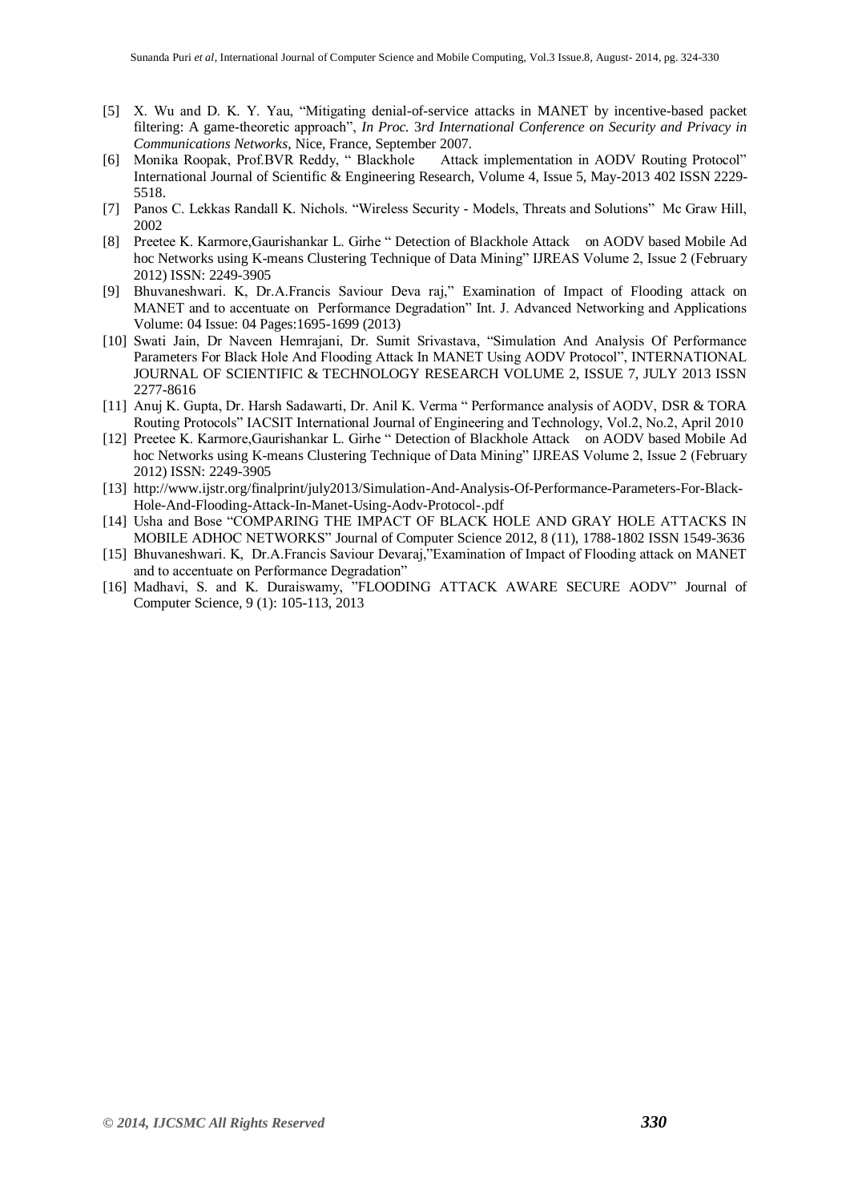[5] X. Wu and D. K. Y. Yau, "Mitigating denial-of-service attacks in MANET by incentive-based packet filtering: A game-theoretic approach", *In Proc. 3rd International Conference on Security and Privacy in Communications Networks*, Nice, France, September 2007.

[6] Monika Roopak, Prof.BVR Reddy, " Blackhole Attack implementation in AODV Routing Protocol" International Journal of Scientific & Engineering Research, Volume 4, Issue 5, May-2013 402 ISSN 2229-5518.

[7] Panos C. Lekkas Randall K. Nichols. "Wireless Security - Models, Threats and Solutions" Mc Graw Hill, 2002

[8] Preetee K. Karmore,Gaurishankar L. Girhe " Detection of Blackhole Attack on AODV based Mobile Ad hoc Networks using K-means Clustering Technique of Data Mining" IJREAS Volume 2, Issue 2 (February 2012) ISSN: 2249-3905

[9] Bhuvaneshwari. K, Dr.A.Francis Saviour Deva raj," Examination of Impact of Flooding attack on MANET and to accentuate on Performance Degradation" Int. J. Advanced Networking and Applications Volume: 04 Issue: 04 Pages:1695-1699 (2013)

[10] Swati Jain, Dr Naveen Hemrajani, Dr. Sumit Srivastava, "Simulation And Analysis Of Performance Parameters For Black Hole And Flooding Attack In MANET Using AODV Protocol", INTERNATIONAL JOURNAL OF SCIENTIFIC & TECHNOLOGY RESEARCH VOLUME 2, ISSUE 7, JULY 2013 ISSN 2277-8616

[11] Anuj K. Gupta, Dr. Harsh Sadawarti, Dr. Anil K. Verma " Performance analysis of AODV, DSR & TORA Routing Protocols" IACSIT International Journal of Engineering and Technology, Vol.2, No.2, April 2010

[12] Preetee K. Karmore,Gaurishankar L. Girhe " Detection of Blackhole Attack on AODV based Mobile Ad hoc Networks using K-means Clustering Technique of Data Mining" IJREAS Volume 2, Issue 2 (February 2012) ISSN: 2249-3905

[13] http://www.ijstr.org/finalprint/july2013/Simulation-And-Analysis-Of-Performance-Parameters-For-Black-Hole-And-Flooding-Attack-In-Manet-Using-Aodv-Protocol-.pdf

[14] Usha and Bose "COMPARING THE IMPACT OF BLACK HOLE AND GRAY HOLE ATTACKS IN MOBILE ADHOC NETWORKS" Journal of Computer Science 2012, 8 (11), 1788-1802 ISSN 1549-3636

[15] Bhuvaneshwari. K, Dr.A.Francis Saviour Devaraj,"Examination of Impact of Flooding attack on MANET and to accentuate on Performance Degradation"

[16] Madhavi, S. and K. Duraiswamy, "FLOODING ATTACK AWARE SECURE AODV" Journal of Computer Science, 9 (1): 105-113, 2013